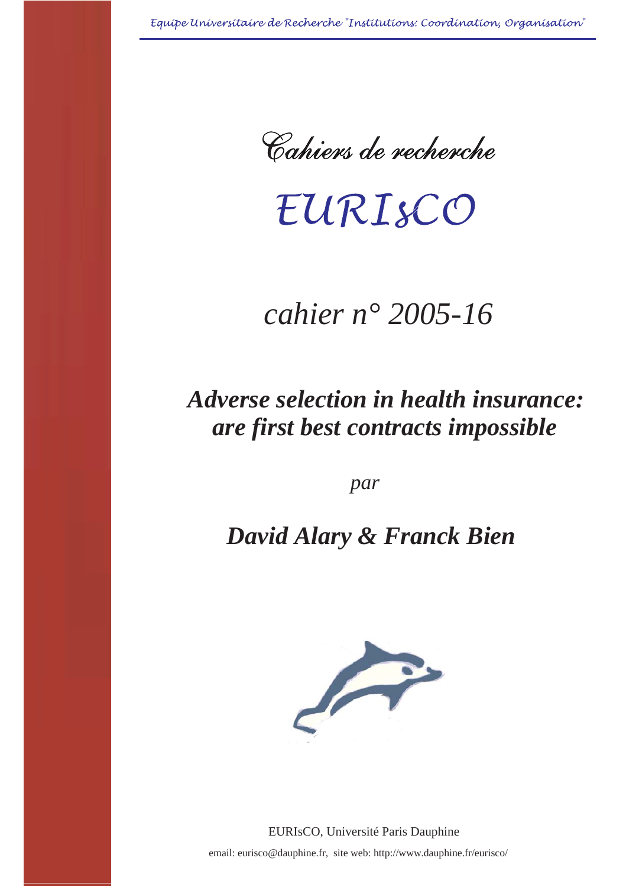Equipe Universitaire de Recherche "Institutions: Coordination, Organisation"

*Cahiers de recherche*

# EURIsCO

*cahier n° 2005-16*

## *Adverse selection in health insurance: are first best contracts impossible*

*par*

### *David Alary & Franck Bien*

EURIsCO, Université Paris Dauphine

email: eurisco@dauphine.fr, site web: http://www.dauphine.fr/eurisco/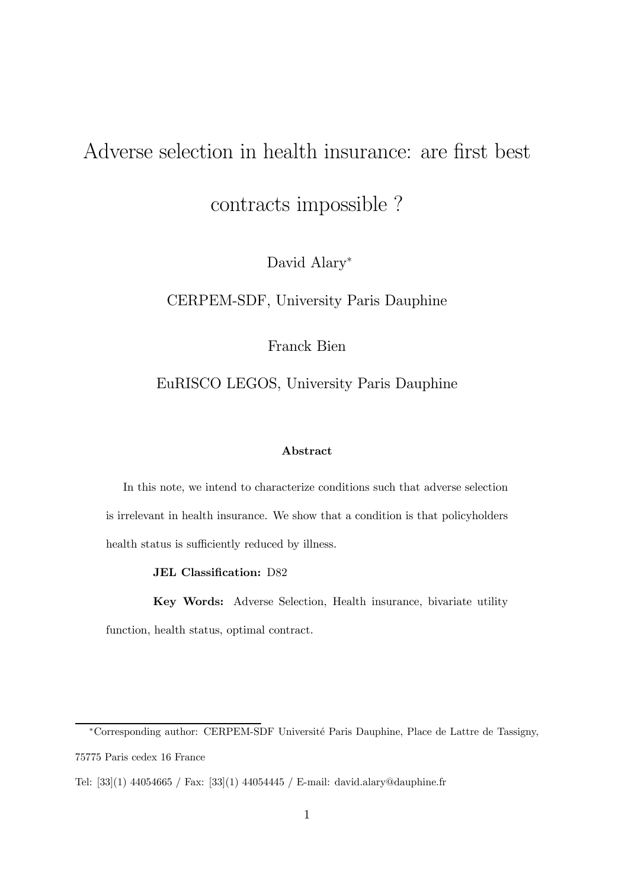# Adverse selection in health insurance: are first best contracts impossible ?

David Alary*

CERPEM-SDF, University Paris Dauphine

Franck Bien

EuRISCO LEGOS, University Paris Dauphine

**Abstract**

In this note, we intend to characterize conditions such that adverse selection is irrelevant in health insurance. We show that a condition is that policyholders health status is sufficiently reduced by illness.

**JEL Classification:** D82

**Key Words:** Adverse Selection, Health insurance, bivariate utility function, health status, optimal contract.

---

*Corresponding author: CERPEM-SDF Université Paris Dauphine, Place de Lattre de Tassigny, 75775 Paris cedex 16 France

Tel: [33](1) 44054665 / Fax: [33](1) 44054445 / E-mail: david.alary@dauphine.fr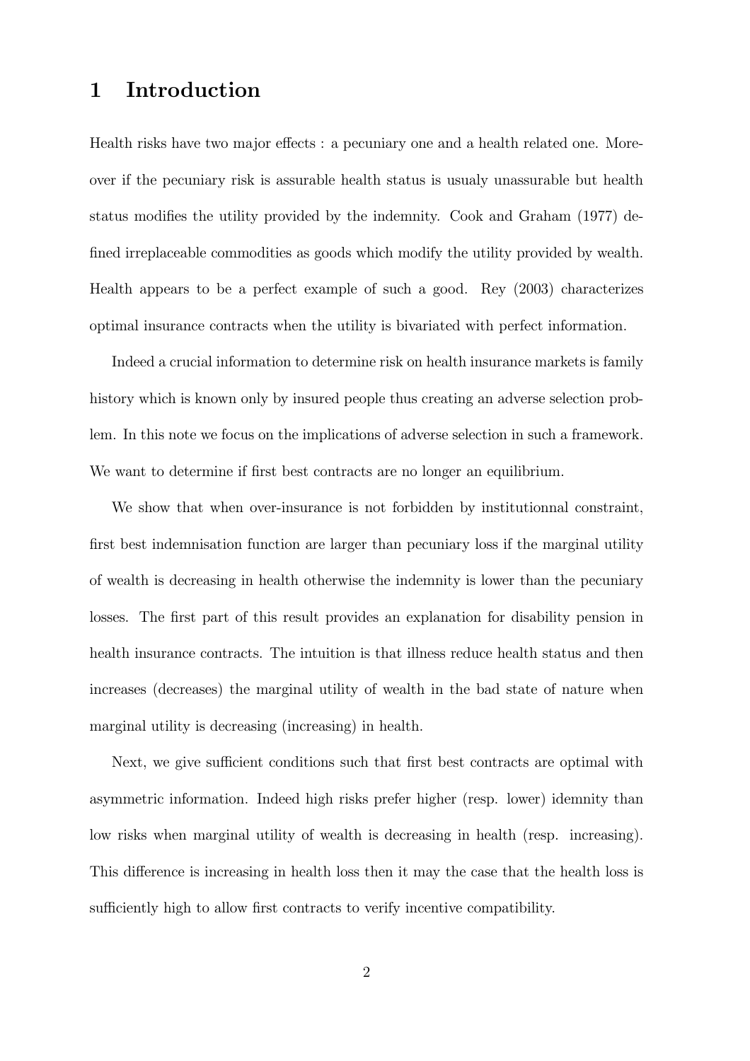# 1 Introduction

Health risks have two major effects : a pecuniary one and a health related one. Moreover if the pecuniary risk is assurable health status is usualy unassurable but health status modifies the utility provided by the indemnity. Cook and Graham (1977) defined irreplaceable commodities as goods which modify the utility provided by wealth. Health appears to be a perfect example of such a good. Rey (2003) characterizes optimal insurance contracts when the utility is bivariated with perfect information.

Indeed a crucial information to determine risk on health insurance markets is family history which is known only by insured people thus creating an adverse selection problem. In this note we focus on the implications of adverse selection in such a framework. We want to determine if first best contracts are no longer an equilibrium.

We show that when over-insurance is not forbidden by institutionnal constraint, first best indemnisation function are larger than pecuniary loss if the marginal utility of wealth is decreasing in health otherwise the indemnity is lower than the pecuniary losses. The first part of this result provides an explanation for disability pension in health insurance contracts. The intuition is that illness reduce health status and then increases (decreases) the marginal utility of wealth in the bad state of nature when marginal utility is decreasing (increasing) in health.

Next, we give sufficient conditions such that first best contracts are optimal with asymmetric information. Indeed high risks prefer higher (resp. lower) idemnity than low risks when marginal utility of wealth is decreasing in health (resp. increasing). This difference is increasing in health loss then it may the case that the health loss is sufficiently high to allow first contracts to verify incentive compatibility.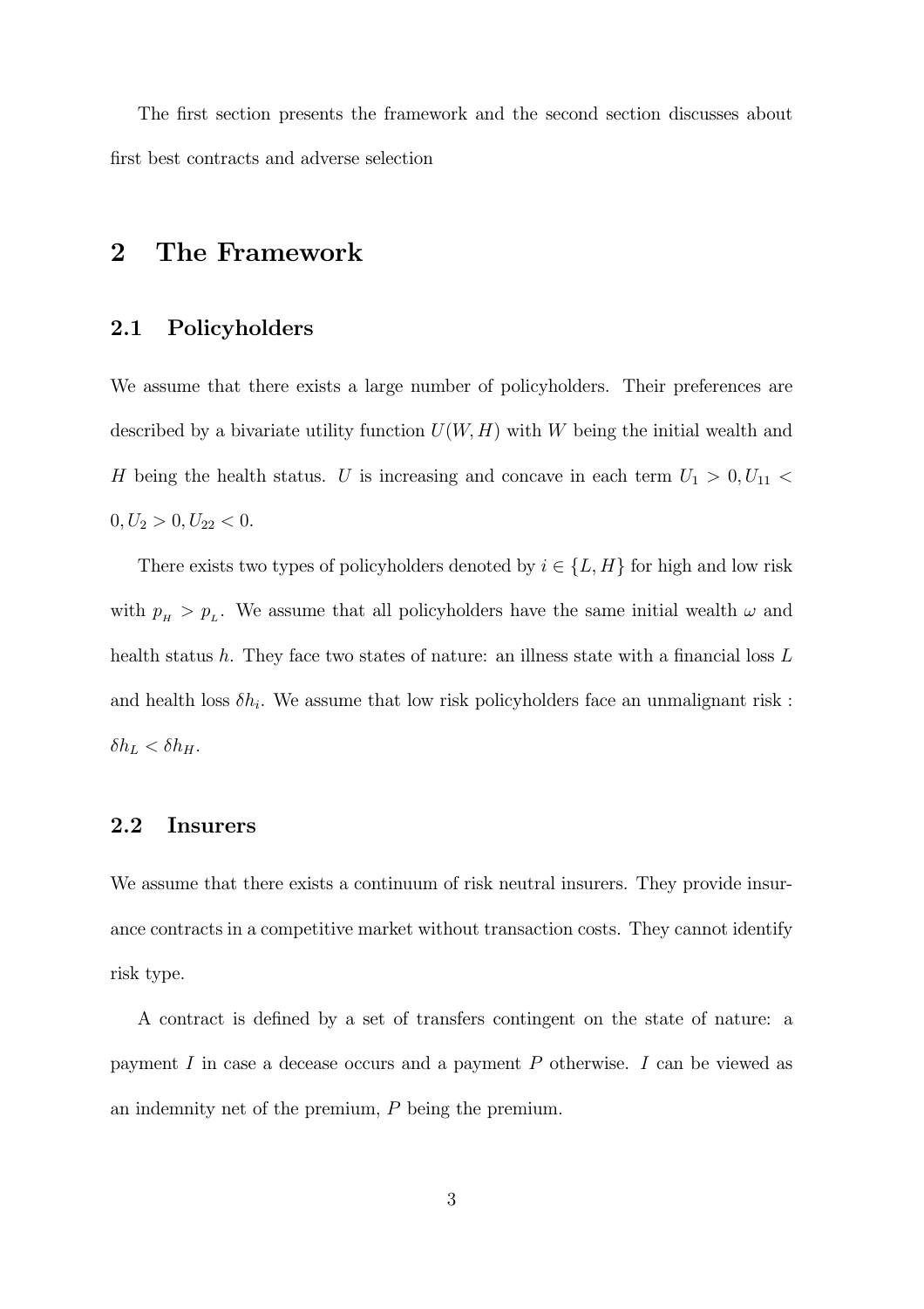The first section presents the framework and the second section discusses about first best contracts and adverse selection

## 2 The Framework

### 2.1 Policyholders

We assume that there exists a large number of policyholders. Their preferences are described by a bivariate utility function $U(W, H)$ with $W$ being the initial wealth and $H$ being the health status. $U$ is increasing and concave in each term $U_1 > 0, U_{11} < 0, U_2 > 0, U_{22} < 0$.

There exists two types of policyholders denoted by $i \in \{L, H\}$ for high and low risk with $p_H > p_L$. We assume that all policyholders have the same initial wealth $\omega$ and health status $h$. They face two states of nature: an illness state with a financial loss $L$ and health loss $\delta h_i$. We assume that low risk policyholders face an unmalignant risk : $\delta h_L < \delta h_H$.

### 2.2 Insurers

We assume that there exists a continuum of risk neutral insurers. They provide insurance contracts in a competitive market without transaction costs. They cannot identify risk type.

A contract is defined by a set of transfers contingent on the state of nature: a payment $I$ in case a decease occurs and a payment $P$ otherwise. $I$ can be viewed as an indemnity net of the premium, $P$ being the premium.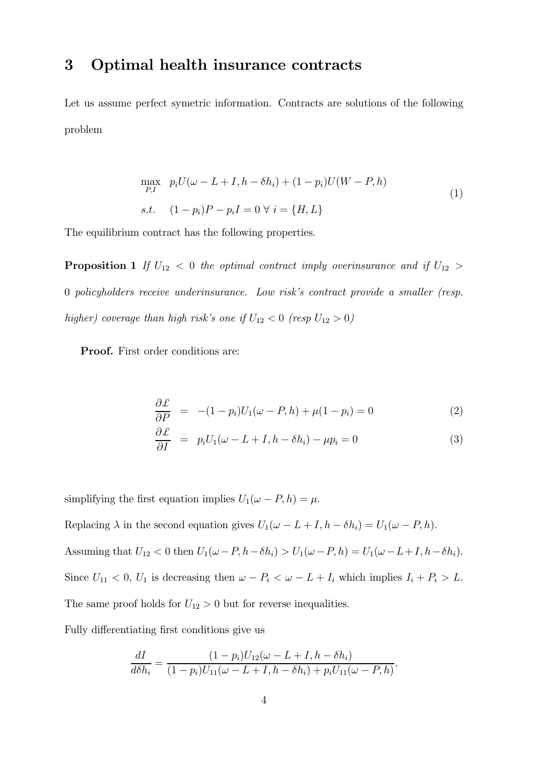## 3 Optimal health insurance contracts

Let us assume perfect symetric information. Contracts are solutions of the following problem

$$
\begin{aligned}
\max_{P,I} \quad & p_i U(\omega - L + I, h - \delta h_i) + (1 - p_i) U(W - P, h) \\
s.t. \quad & (1 - p_i) P - p_i I = 0 \; \forall \; i = \{H, L\}
\end{aligned} \tag{1}
$$

The equilibrium contract has the following properties.

**Proposition 1** *If $U_{12} < 0$ the optimal contract imply overinsurance and if $U_{12} > 0$ policyholders receive underinsurance. Low risk's contract provide a smaller (resp. higher) coverage than high risk's one if $U_{12} < 0$ (resp $U_{12} > 0$)*

**Proof.** First order conditions are:

$$
\frac{\partial \pounds}{\partial P} = -(1 - p_i) U_1(\omega - P, h) + \mu(1 - p_i) = 0 \tag{2}
$$

$$
\frac{\partial \pounds}{\partial I} = p_i U_1(\omega - L + I, h - \delta h_i) - \mu p_i = 0 \tag{3}
$$

simplifying the first equation implies $U_1(\omega - P, h) = \mu$.

Replacing $\lambda$ in the second equation gives $U_1(\omega - L + I, h - \delta h_i) = U_1(\omega - P, h)$.

Assuming that $U_{12} < 0$ then $U_1(\omega - P, h - \delta h_i) > U_1(\omega - P, h) = U_1(\omega - L + I, h - \delta h_i)$.

Since $U_{11} < 0$, $U_1$ is decreasing then $\omega - P_i < \omega - L + I_i$ which implies $I_i + P_i > L$.

The same proof holds for $U_{12} > 0$ but for reverse inequalities.

Fully differentiating first conditions give us

$$
\frac{dI}{d\delta h_i} = \frac{(1 - p_i) U_{12}(\omega - L + I, h - \delta h_i)}{(1 - p_i) U_{11}(\omega - L + I, h - \delta h_i) + p_i U_{11}(\omega - P, h)}.
$$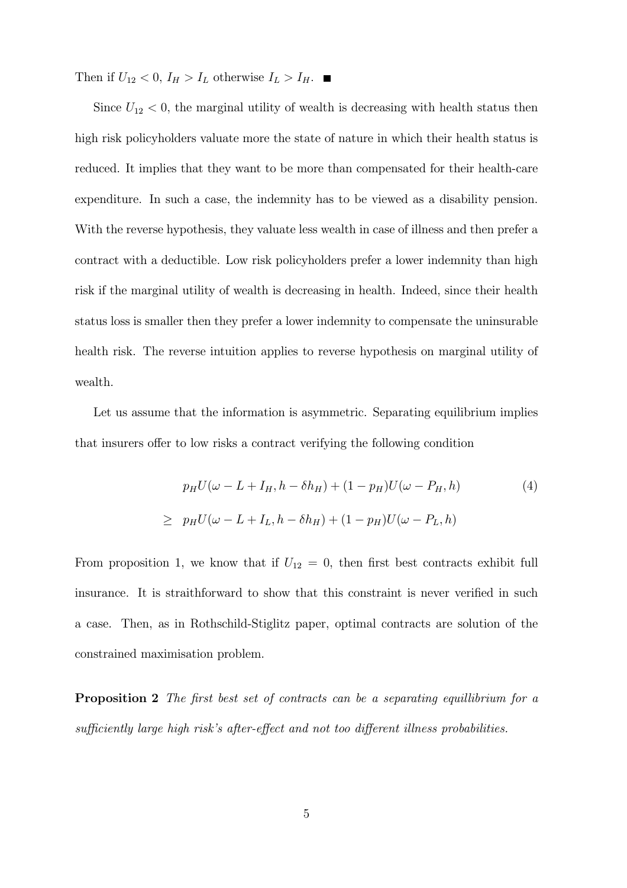Then if $U_{12} < 0$, $I_H > I_L$ otherwise $I_L > I_H$. ■

Since $U_{12} < 0$, the marginal utility of wealth is decreasing with health status then high risk policyholders valuate more the state of nature in which their health status is reduced. It implies that they want to be more than compensated for their health-care expenditure. In such a case, the indemnity has to be viewed as a disability pension. With the reverse hypothesis, they valuate less wealth in case of illness and then prefer a contract with a deductible. Low risk policyholders prefer a lower indemnity than high risk if the marginal utility of wealth is decreasing in health. Indeed, since their health status loss is smaller then they prefer a lower indemnity to compensate the uninsurable health risk. The reverse intuition applies to reverse hypothesis on marginal utility of wealth.

Let us assume that the information is asymmetric. Separating equilibrium implies that insurers offer to low risks a contract verifying the following condition

$$
\begin{aligned}
& p_H U(\omega - L + I_H, h - \delta h_H) + (1 - p_H) U(\omega - P_H, h) \\
\geq \; & p_H U(\omega - L + I_L, h - \delta h_H) + (1 - p_H) U(\omega - P_L, h)
\end{aligned}
\tag{4}
$$

From proposition 1, we know that if $U_{12} = 0$, then first best contracts exhibit full insurance. It is straithforward to show that this constraint is never verified in such a case. Then, as in Rothschild-Stiglitz paper, optimal contracts are solution of the constrained maximisation problem.

**Proposition 2** *The first best set of contracts can be a separating equillibrium for a sufficiently large high risk's after-effect and not too different illness probabilities.*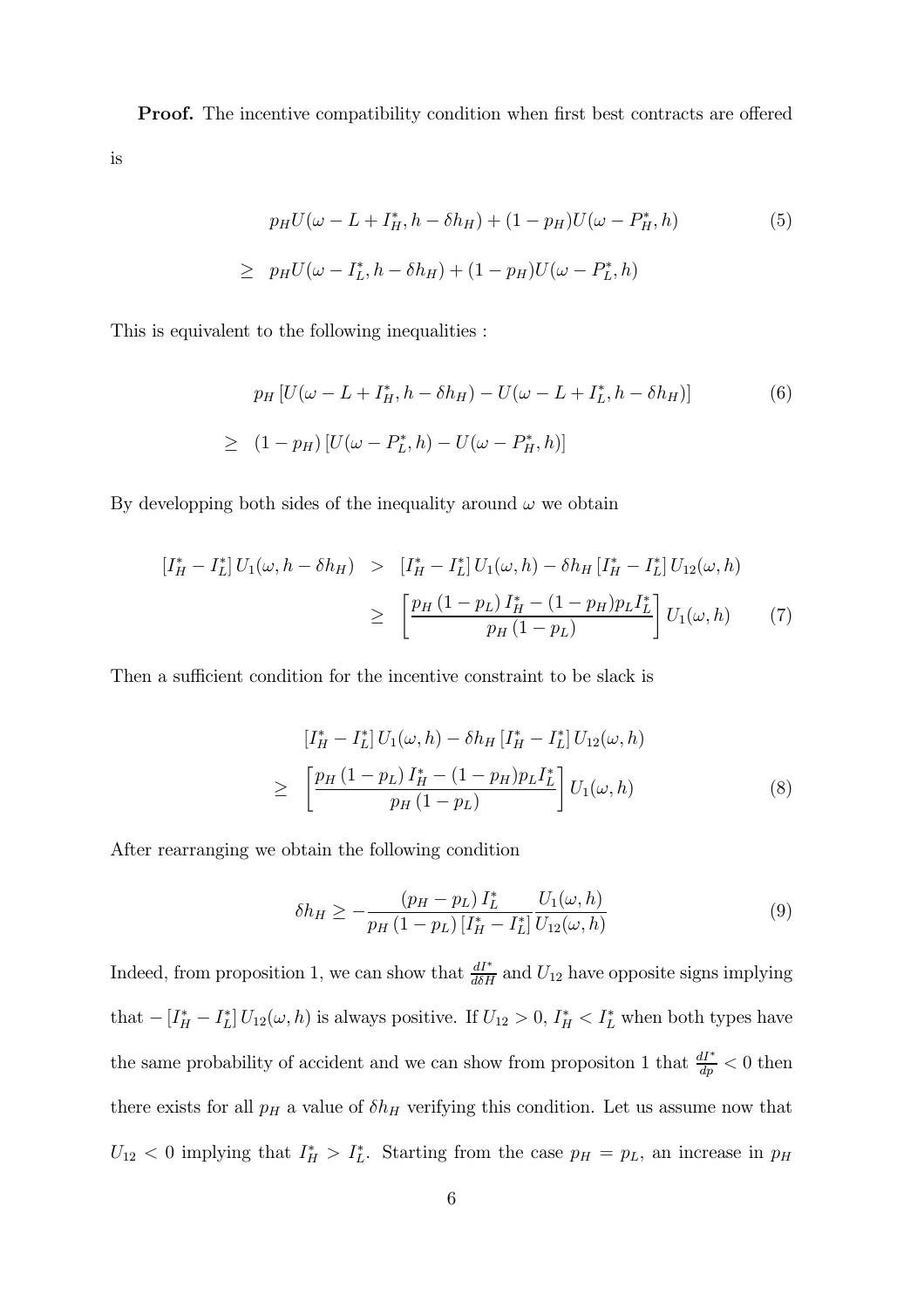**Proof.** The incentive compatibility condition when first best contracts are offered is

$$
\begin{aligned}
& p_H U(\omega - L + I_H^*, h - \delta h_H) + (1-p_H) U(\omega - P_H^*, h) \\
\geq \;& p_H U(\omega - I_L^*, h - \delta h_H) + (1-p_H) U(\omega - P_L^*, h)
\end{aligned} \tag{5}
$$

This is equivalent to the following inequalities :

$$
\begin{aligned}
& p_H \left[ U(\omega - L + I_H^*, h - \delta h_H) - U(\omega - L + I_L^*, h - \delta h_H) \right] \\
\geq \;& (1-p_H) \left[ U(\omega - P_L^*, h) - U(\omega - P_H^*, h) \right]
\end{aligned} \tag{6}
$$

By developping both sides of the inequality around $\omega$ we obtain

$$
\begin{aligned}
\left[ I_H^* - I_L^* \right] U_1(\omega, h - \delta h_H) \;&>\; \left[ I_H^* - I_L^* \right] U_1(\omega, h) - \delta h_H \left[ I_H^* - I_L^* \right] U_{12}(\omega, h) \\
&\geq\; \left[ \frac{p_H (1-p_L) I_H^* - (1-p_H) p_L I_L^*}{p_H (1-p_L)} \right] U_1(\omega, h)
\end{aligned} \tag{7}
$$

Then a sufficient condition for the incentive constraint to be slack is

$$
\begin{aligned}
& \left[ I_H^* - I_L^* \right] U_1(\omega, h) - \delta h_H \left[ I_H^* - I_L^* \right] U_{12}(\omega, h) \\
\geq \;& \left[ \frac{p_H (1-p_L) I_H^* - (1-p_H) p_L I_L^*}{p_H (1-p_L)} \right] U_1(\omega, h)
\end{aligned} \tag{8}
$$

After rearranging we obtain the following condition

$$
\delta h_H \geq - \frac{(p_H - p_L) I_L^*}{p_H (1-p_L) \left[ I_H^* - I_L^* \right]} \frac{U_1(\omega, h)}{U_{12}(\omega, h)} \tag{9}
$$

Indeed, from proposition 1, we can show that $\frac{dI^*}{d\delta H}$ and $U_{12}$ have opposite signs implying that $-\left[ I_H^* - I_L^* \right] U_{12}(\omega, h)$ is always positive. If $U_{12} > 0$, $I_H^* < I_L^*$ when both types have the same probability of accident and we can show from propositon 1 that $\frac{dI^*}{dp} < 0$ then there exists for all $p_H$ a value of $\delta h_H$ verifying this condition. Let us assume now that $U_{12} < 0$ implying that $I_H^* > I_L^*$. Starting from the case $p_H = p_L$, an increase in $p_H$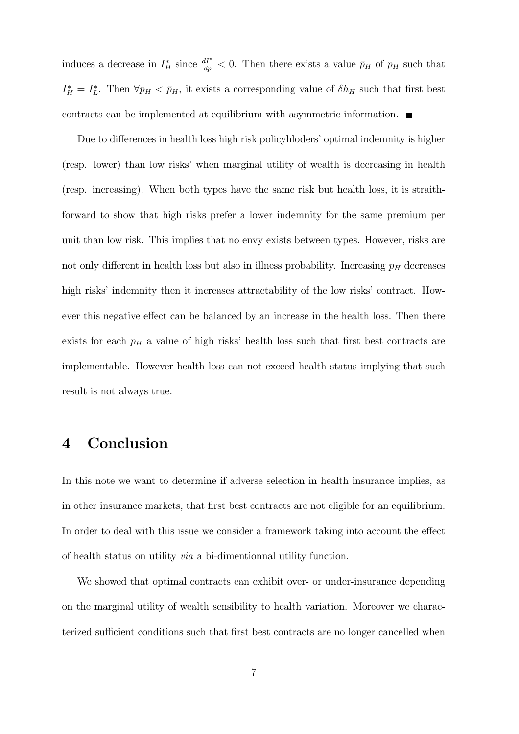induces a decrease in $I_H^*$ since $\frac{dI^*}{dp} < 0$. Then there exists a value $\bar{p}_H$ of $p_H$ such that $I_H^* = I_L^*$. Then $\forall p_H < \bar{p}_H$, it exists a corresponding value of $\delta h_H$ such that first best contracts can be implemented at equilibrium with asymmetric information. ■

Due to differences in health loss high risk policyhloders' optimal indemnity is higher (resp. lower) than low risks' when marginal utility of wealth is decreasing in health (resp. increasing). When both types have the same risk but health loss, it is straithforward to show that high risks prefer a lower indemnity for the same premium per unit than low risk. This implies that no envy exists between types. However, risks are not only different in health loss but also in illness probability. Increasing $p_H$ decreases high risks' indemnity then it increases attractability of the low risks' contract. However this negative effect can be balanced by an increase in the health loss. Then there exists for each $p_H$ a value of high risks' health loss such that first best contracts are implementable. However health loss can not exceed health status implying that such result is not always true.

# 4 Conclusion

In this note we want to determine if adverse selection in health insurance implies, as in other insurance markets, that first best contracts are not eligible for an equilibrium. In order to deal with this issue we consider a framework taking into account the effect of health status on utility *via* a bi-dimentionnal utility function.

We showed that optimal contracts can exhibit over- or under-insurance depending on the marginal utility of wealth sensibility to health variation. Moreover we characterized sufficient conditions such that first best contracts are no longer cancelled when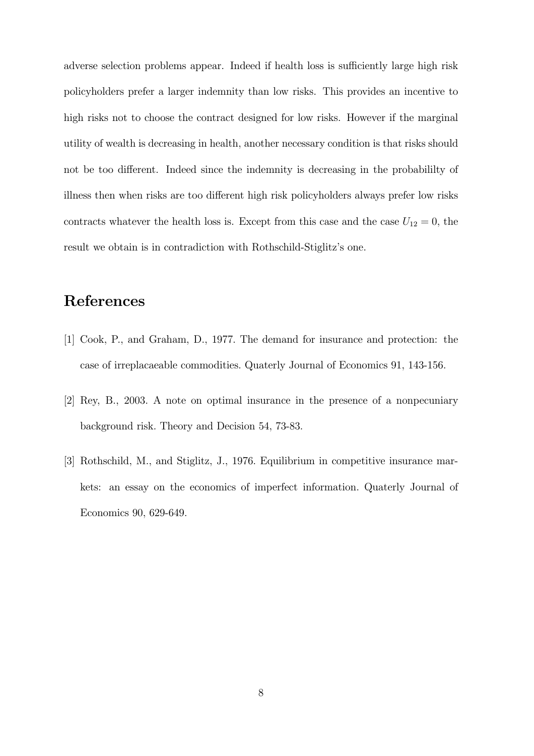adverse selection problems appear. Indeed if health loss is sufficiently large high risk policyholders prefer a larger indemnity than low risks. This provides an incentive to high risks not to choose the contract designed for low risks. However if the marginal utility of wealth is decreasing in health, another necessary condition is that risks should not be too different. Indeed since the indemnity is decreasing in the probabililty of illness then when risks are too different high risk policyholders always prefer low risks contracts whatever the health loss is. Except from this case and the case $U_{12} = 0$, the result we obtain is in contradiction with Rothschild-Stiglitz's one.

# References

[1] Cook, P., and Graham, D., 1977. The demand for insurance and protection: the case of irreplacaeable commodities. Quaterly Journal of Economics 91, 143-156.

[2] Rey, B., 2003. A note on optimal insurance in the presence of a nonpecuniary background risk. Theory and Decision 54, 73-83.

[3] Rothschild, M., and Stiglitz, J., 1976. Equilibrium in competitive insurance markets: an essay on the economics of imperfect information. Quaterly Journal of Economics 90, 629-649.